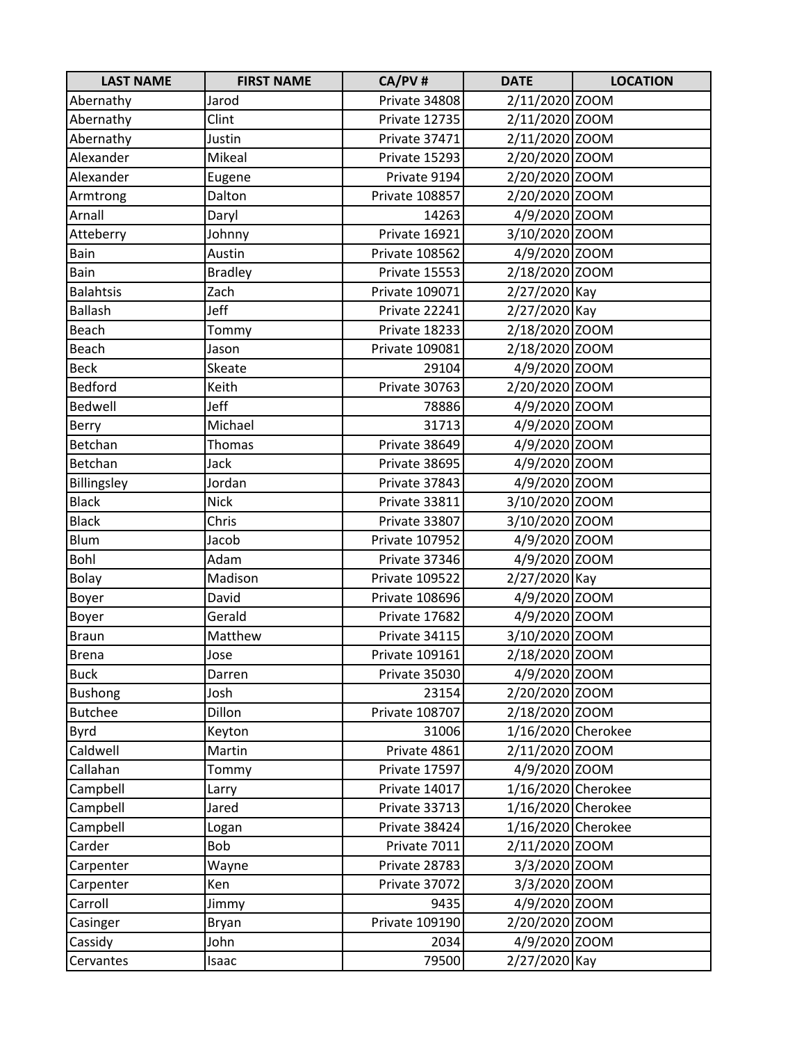| LAST NAME | FIRST NAME | CA/PV # | DATE | LOCATION |
|---|---|---|---|---|
| Abernathy | Jarod | Private 34808 | 2/11/2020 | ZOOM |
| Abernathy | Clint | Private 12735 | 2/11/2020 | ZOOM |
| Abernathy | Justin | Private 37471 | 2/11/2020 | ZOOM |
| Alexander | Mikeal | Private 15293 | 2/20/2020 | ZOOM |
| Alexander | Eugene | Private 9194 | 2/20/2020 | ZOOM |
| Armtrong | Dalton | Private 108857 | 2/20/2020 | ZOOM |
| Arnall | Daryl | 14263 | 4/9/2020 | ZOOM |
| Atteberry | Johnny | Private 16921 | 3/10/2020 | ZOOM |
| Bain | Austin | Private 108562 | 4/9/2020 | ZOOM |
| Bain | Bradley | Private 15553 | 2/18/2020 | ZOOM |
| Balahtsis | Zach | Private 109071 | 2/27/2020 | Kay |
| Ballash | Jeff | Private 22241 | 2/27/2020 | Kay |
| Beach | Tommy | Private 18233 | 2/18/2020 | ZOOM |
| Beach | Jason | Private 109081 | 2/18/2020 | ZOOM |
| Beck | Skeate | 29104 | 4/9/2020 | ZOOM |
| Bedford | Keith | Private 30763 | 2/20/2020 | ZOOM |
| Bedwell | Jeff | 78886 | 4/9/2020 | ZOOM |
| Berry | Michael | 31713 | 4/9/2020 | ZOOM |
| Betchan | Thomas | Private 38649 | 4/9/2020 | ZOOM |
| Betchan | Jack | Private 38695 | 4/9/2020 | ZOOM |
| Billingsley | Jordan | Private 37843 | 4/9/2020 | ZOOM |
| Black | Nick | Private 33811 | 3/10/2020 | ZOOM |
| Black | Chris | Private 33807 | 3/10/2020 | ZOOM |
| Blum | Jacob | Private 107952 | 4/9/2020 | ZOOM |
| Bohl | Adam | Private 37346 | 4/9/2020 | ZOOM |
| Bolay | Madison | Private 109522 | 2/27/2020 | Kay |
| Boyer | David | Private 108696 | 4/9/2020 | ZOOM |
| Boyer | Gerald | Private 17682 | 4/9/2020 | ZOOM |
| Braun | Matthew | Private 34115 | 3/10/2020 | ZOOM |
| Brena | Jose | Private 109161 | 2/18/2020 | ZOOM |
| Buck | Darren | Private 35030 | 4/9/2020 | ZOOM |
| Bushong | Josh | 23154 | 2/20/2020 | ZOOM |
| Butchee | Dillon | Private 108707 | 2/18/2020 | ZOOM |
| Byrd | Keyton | 31006 | 1/16/2020 | Cherokee |
| Caldwell | Martin | Private 4861 | 2/11/2020 | ZOOM |
| Callahan | Tommy | Private 17597 | 4/9/2020 | ZOOM |
| Campbell | Larry | Private 14017 | 1/16/2020 | Cherokee |
| Campbell | Jared | Private 33713 | 1/16/2020 | Cherokee |
| Campbell | Logan | Private 38424 | 1/16/2020 | Cherokee |
| Carder | Bob | Private 7011 | 2/11/2020 | ZOOM |
| Carpenter | Wayne | Private 28783 | 3/3/2020 | ZOOM |
| Carpenter | Ken | Private 37072 | 3/3/2020 | ZOOM |
| Carroll | Jimmy | 9435 | 4/9/2020 | ZOOM |
| Casinger | Bryan | Private 109190 | 2/20/2020 | ZOOM |
| Cassidy | John | 2034 | 4/9/2020 | ZOOM |
| Cervantes | Isaac | 79500 | 2/27/2020 | Kay |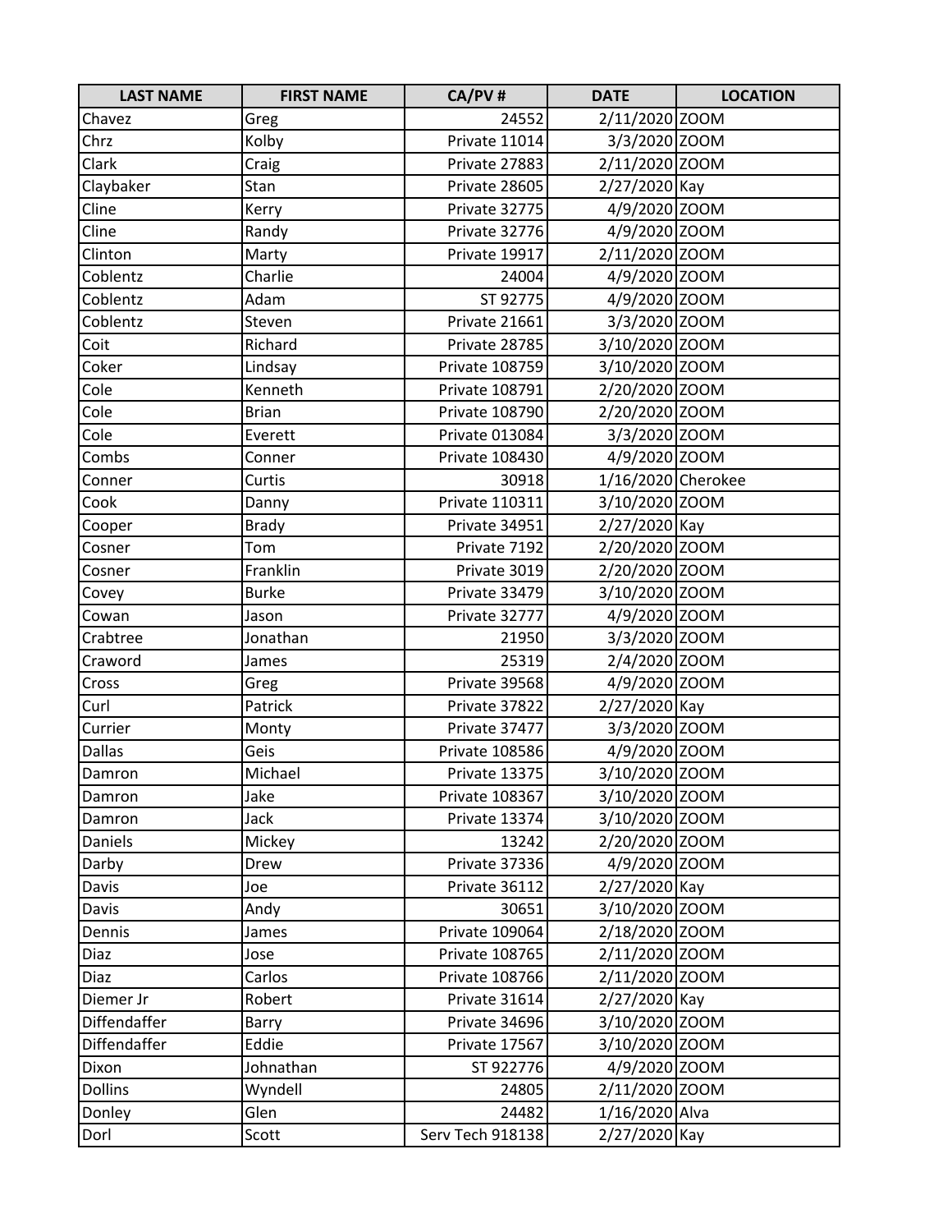| LAST NAME | FIRST NAME | CA/PV # | DATE | LOCATION |
|---|---|---|---|---|
| Chavez | Greg | 24552 | 2/11/2020 | ZOOM |
| Chrz | Kolby | Private 11014 | 3/3/2020 | ZOOM |
| Clark | Craig | Private 27883 | 2/11/2020 | ZOOM |
| Claybaker | Stan | Private 28605 | 2/27/2020 | Kay |
| Cline | Kerry | Private 32775 | 4/9/2020 | ZOOM |
| Cline | Randy | Private 32776 | 4/9/2020 | ZOOM |
| Clinton | Marty | Private 19917 | 2/11/2020 | ZOOM |
| Coblentz | Charlie | 24004 | 4/9/2020 | ZOOM |
| Coblentz | Adam | ST 92775 | 4/9/2020 | ZOOM |
| Coblentz | Steven | Private 21661 | 3/3/2020 | ZOOM |
| Coit | Richard | Private 28785 | 3/10/2020 | ZOOM |
| Coker | Lindsay | Private 108759 | 3/10/2020 | ZOOM |
| Cole | Kenneth | Private 108791 | 2/20/2020 | ZOOM |
| Cole | Brian | Private 108790 | 2/20/2020 | ZOOM |
| Cole | Everett | Private 013084 | 3/3/2020 | ZOOM |
| Combs | Conner | Private 108430 | 4/9/2020 | ZOOM |
| Conner | Curtis | 30918 | 1/16/2020 | Cherokee |
| Cook | Danny | Private 110311 | 3/10/2020 | ZOOM |
| Cooper | Brady | Private 34951 | 2/27/2020 | Kay |
| Cosner | Tom | Private 7192 | 2/20/2020 | ZOOM |
| Cosner | Franklin | Private 3019 | 2/20/2020 | ZOOM |
| Covey | Burke | Private 33479 | 3/10/2020 | ZOOM |
| Cowan | Jason | Private 32777 | 4/9/2020 | ZOOM |
| Crabtree | Jonathan | 21950 | 3/3/2020 | ZOOM |
| Craword | James | 25319 | 2/4/2020 | ZOOM |
| Cross | Greg | Private 39568 | 4/9/2020 | ZOOM |
| Curl | Patrick | Private 37822 | 2/27/2020 | Kay |
| Currier | Monty | Private 37477 | 3/3/2020 | ZOOM |
| Dallas | Geis | Private 108586 | 4/9/2020 | ZOOM |
| Damron | Michael | Private 13375 | 3/10/2020 | ZOOM |
| Damron | Jake | Private 108367 | 3/10/2020 | ZOOM |
| Damron | Jack | Private 13374 | 3/10/2020 | ZOOM |
| Daniels | Mickey | 13242 | 2/20/2020 | ZOOM |
| Darby | Drew | Private 37336 | 4/9/2020 | ZOOM |
| Davis | Joe | Private 36112 | 2/27/2020 | Kay |
| Davis | Andy | 30651 | 3/10/2020 | ZOOM |
| Dennis | James | Private 109064 | 2/18/2020 | ZOOM |
| Diaz | Jose | Private 108765 | 2/11/2020 | ZOOM |
| Diaz | Carlos | Private 108766 | 2/11/2020 | ZOOM |
| Diemer Jr | Robert | Private 31614 | 2/27/2020 | Kay |
| Diffendaffer | Barry | Private 34696 | 3/10/2020 | ZOOM |
| Diffendaffer | Eddie | Private 17567 | 3/10/2020 | ZOOM |
| Dixon | Johnathan | ST 922776 | 4/9/2020 | ZOOM |
| Dollins | Wyndell | 24805 | 2/11/2020 | ZOOM |
| Donley | Glen | 24482 | 1/16/2020 | Alva |
| Dorl | Scott | Serv Tech 918138 | 2/27/2020 | Kay |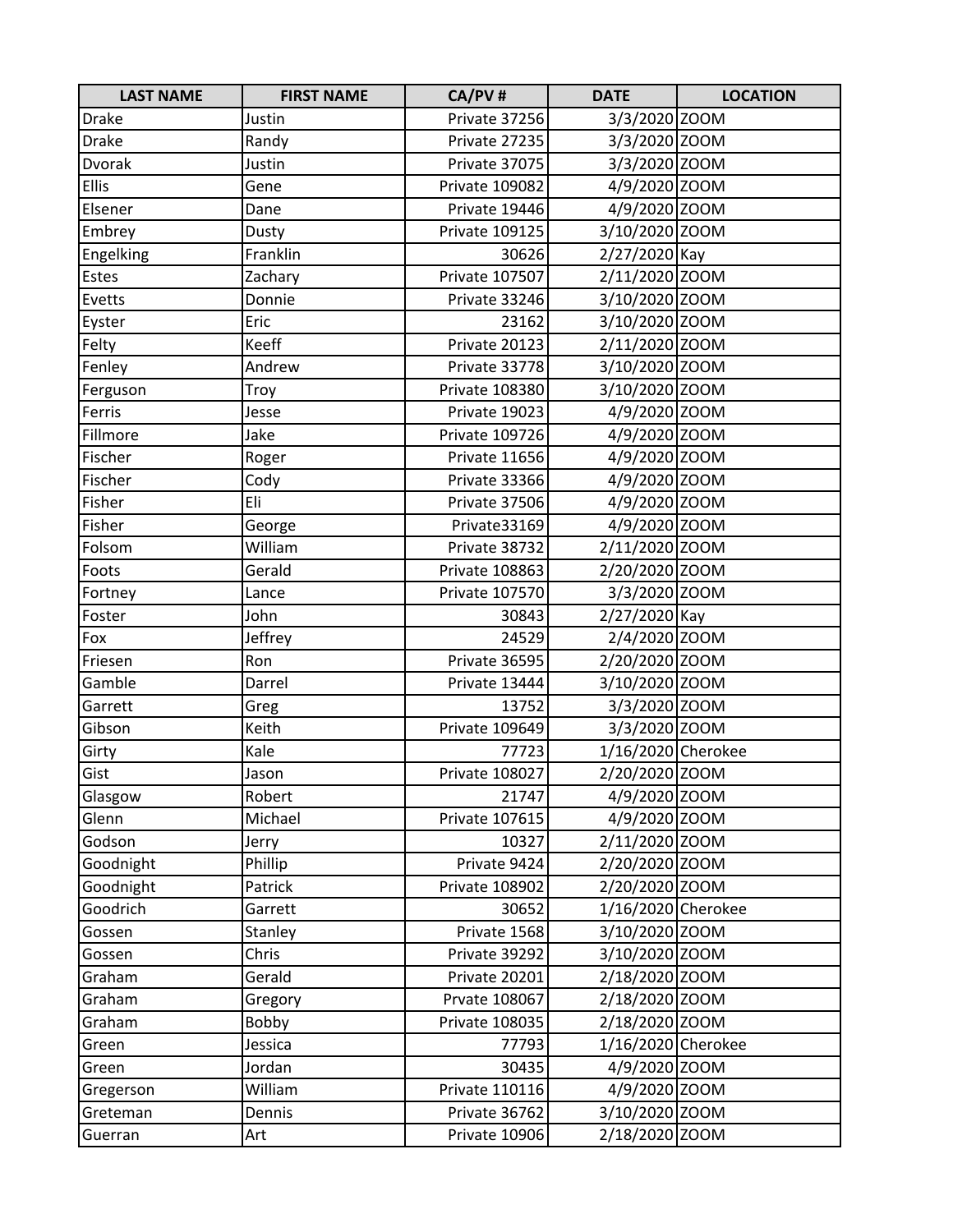| LAST NAME | FIRST NAME | CA/PV # | DATE | LOCATION |
|---|---|---|---|---|
| Drake | Justin | Private 37256 | 3/3/2020 | ZOOM |
| Drake | Randy | Private 27235 | 3/3/2020 | ZOOM |
| Dvorak | Justin | Private 37075 | 3/3/2020 | ZOOM |
| Ellis | Gene | Private 109082 | 4/9/2020 | ZOOM |
| Elsener | Dane | Private 19446 | 4/9/2020 | ZOOM |
| Embrey | Dusty | Private 109125 | 3/10/2020 | ZOOM |
| Engelking | Franklin | 30626 | 2/27/2020 | Kay |
| Estes | Zachary | Private 107507 | 2/11/2020 | ZOOM |
| Evetts | Donnie | Private 33246 | 3/10/2020 | ZOOM |
| Eyster | Eric | 23162 | 3/10/2020 | ZOOM |
| Felty | Keeff | Private 20123 | 2/11/2020 | ZOOM |
| Fenley | Andrew | Private 33778 | 3/10/2020 | ZOOM |
| Ferguson | Troy | Private 108380 | 3/10/2020 | ZOOM |
| Ferris | Jesse | Private 19023 | 4/9/2020 | ZOOM |
| Fillmore | Jake | Private 109726 | 4/9/2020 | ZOOM |
| Fischer | Roger | Private 11656 | 4/9/2020 | ZOOM |
| Fischer | Cody | Private 33366 | 4/9/2020 | ZOOM |
| Fisher | Eli | Private 37506 | 4/9/2020 | ZOOM |
| Fisher | George | Private33169 | 4/9/2020 | ZOOM |
| Folsom | William | Private 38732 | 2/11/2020 | ZOOM |
| Foots | Gerald | Private 108863 | 2/20/2020 | ZOOM |
| Fortney | Lance | Private 107570 | 3/3/2020 | ZOOM |
| Foster | John | 30843 | 2/27/2020 | Kay |
| Fox | Jeffrey | 24529 | 2/4/2020 | ZOOM |
| Friesen | Ron | Private 36595 | 2/20/2020 | ZOOM |
| Gamble | Darrel | Private 13444 | 3/10/2020 | ZOOM |
| Garrett | Greg | 13752 | 3/3/2020 | ZOOM |
| Gibson | Keith | Private 109649 | 3/3/2020 | ZOOM |
| Girty | Kale | 77723 | 1/16/2020 | Cherokee |
| Gist | Jason | Private 108027 | 2/20/2020 | ZOOM |
| Glasgow | Robert | 21747 | 4/9/2020 | ZOOM |
| Glenn | Michael | Private 107615 | 4/9/2020 | ZOOM |
| Godson | Jerry | 10327 | 2/11/2020 | ZOOM |
| Goodnight | Phillip | Private 9424 | 2/20/2020 | ZOOM |
| Goodnight | Patrick | Private 108902 | 2/20/2020 | ZOOM |
| Goodrich | Garrett | 30652 | 1/16/2020 | Cherokee |
| Gossen | Stanley | Private 1568 | 3/10/2020 | ZOOM |
| Gossen | Chris | Private 39292 | 3/10/2020 | ZOOM |
| Graham | Gerald | Private 20201 | 2/18/2020 | ZOOM |
| Graham | Gregory | Prvate 108067 | 2/18/2020 | ZOOM |
| Graham | Bobby | Private 108035 | 2/18/2020 | ZOOM |
| Green | Jessica | 77793 | 1/16/2020 | Cherokee |
| Green | Jordan | 30435 | 4/9/2020 | ZOOM |
| Gregerson | William | Private 110116 | 4/9/2020 | ZOOM |
| Greteman | Dennis | Private 36762 | 3/10/2020 | ZOOM |
| Guerran | Art | Private 10906 | 2/18/2020 | ZOOM |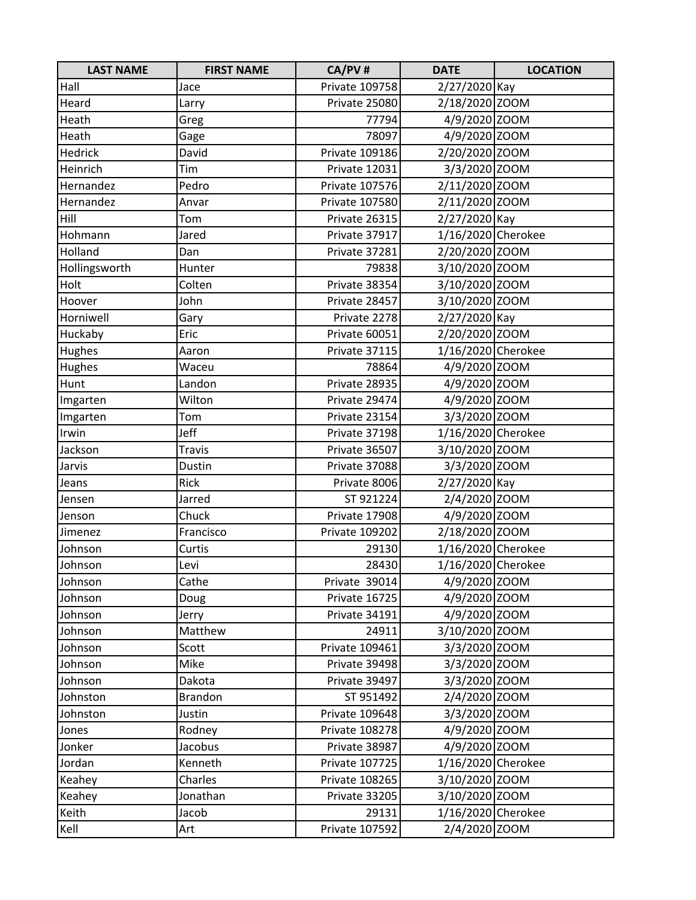| LAST NAME | FIRST NAME | CA/PV # | DATE | LOCATION |
|---|---|---|---|---|
| Hall | Jace | Private 109758 | 2/27/2020 | Kay |
| Heard | Larry | Private 25080 | 2/18/2020 | ZOOM |
| Heath | Greg | 77794 | 4/9/2020 | ZOOM |
| Heath | Gage | 78097 | 4/9/2020 | ZOOM |
| Hedrick | David | Private 109186 | 2/20/2020 | ZOOM |
| Heinrich | Tim | Private 12031 | 3/3/2020 | ZOOM |
| Hernandez | Pedro | Private 107576 | 2/11/2020 | ZOOM |
| Hernandez | Anvar | Private 107580 | 2/11/2020 | ZOOM |
| Hill | Tom | Private 26315 | 2/27/2020 | Kay |
| Hohmann | Jared | Private 37917 | 1/16/2020 | Cherokee |
| Holland | Dan | Private 37281 | 2/20/2020 | ZOOM |
| Hollingsworth | Hunter | 79838 | 3/10/2020 | ZOOM |
| Holt | Colten | Private 38354 | 3/10/2020 | ZOOM |
| Hoover | John | Private 28457 | 3/10/2020 | ZOOM |
| Horniwell | Gary | Private 2278 | 2/27/2020 | Kay |
| Huckaby | Eric | Private 60051 | 2/20/2020 | ZOOM |
| Hughes | Aaron | Private 37115 | 1/16/2020 | Cherokee |
| Hughes | Waceu | 78864 | 4/9/2020 | ZOOM |
| Hunt | Landon | Private 28935 | 4/9/2020 | ZOOM |
| Imgarten | Wilton | Private 29474 | 4/9/2020 | ZOOM |
| Imgarten | Tom | Private 23154 | 3/3/2020 | ZOOM |
| Irwin | Jeff | Private 37198 | 1/16/2020 | Cherokee |
| Jackson | Travis | Private 36507 | 3/10/2020 | ZOOM |
| Jarvis | Dustin | Private 37088 | 3/3/2020 | ZOOM |
| Jeans | Rick | Private 8006 | 2/27/2020 | Kay |
| Jensen | Jarred | ST 921224 | 2/4/2020 | ZOOM |
| Jenson | Chuck | Private 17908 | 4/9/2020 | ZOOM |
| Jimenez | Francisco | Private 109202 | 2/18/2020 | ZOOM |
| Johnson | Curtis | 29130 | 1/16/2020 | Cherokee |
| Johnson | Levi | 28430 | 1/16/2020 | Cherokee |
| Johnson | Cathe | Private 39014 | 4/9/2020 | ZOOM |
| Johnson | Doug | Private 16725 | 4/9/2020 | ZOOM |
| Johnson | Jerry | Private 34191 | 4/9/2020 | ZOOM |
| Johnson | Matthew | 24911 | 3/10/2020 | ZOOM |
| Johnson | Scott | Private 109461 | 3/3/2020 | ZOOM |
| Johnson | Mike | Private 39498 | 3/3/2020 | ZOOM |
| Johnson | Dakota | Private 39497 | 3/3/2020 | ZOOM |
| Johnston | Brandon | ST 951492 | 2/4/2020 | ZOOM |
| Johnston | Justin | Private 109648 | 3/3/2020 | ZOOM |
| Jones | Rodney | Private 108278 | 4/9/2020 | ZOOM |
| Jonker | Jacobus | Private 38987 | 4/9/2020 | ZOOM |
| Jordan | Kenneth | Private 107725 | 1/16/2020 | Cherokee |
| Keahey | Charles | Private 108265 | 3/10/2020 | ZOOM |
| Keahey | Jonathan | Private 33205 | 3/10/2020 | ZOOM |
| Keith | Jacob | 29131 | 1/16/2020 | Cherokee |
| Kell | Art | Private 107592 | 2/4/2020 | ZOOM |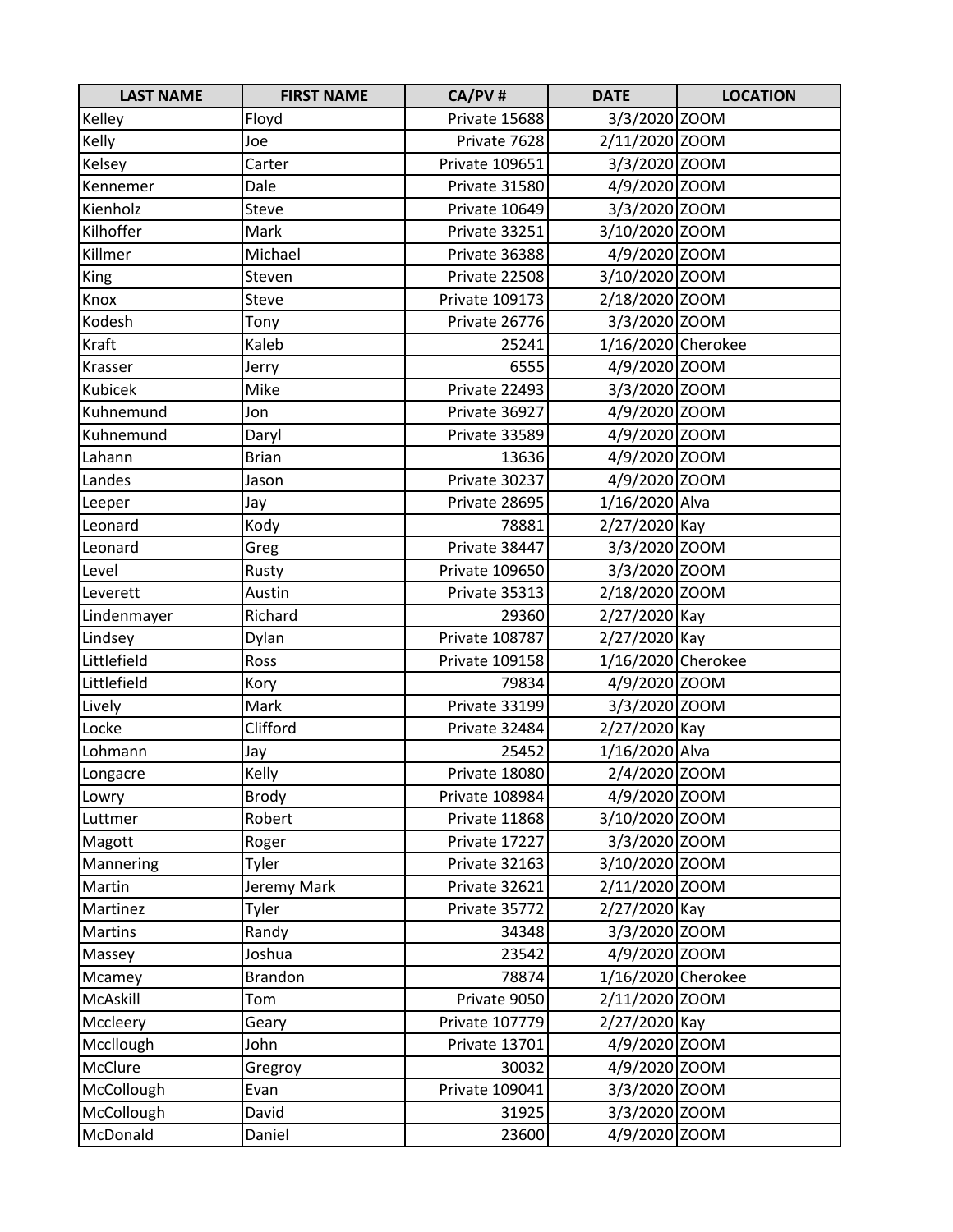| LAST NAME | FIRST NAME | CA/PV # | DATE | LOCATION |
| --- | --- | --- | --- | --- |
| Kelley | Floyd | Private 15688 | 3/3/2020 | ZOOM |
| Kelly | Joe | Private 7628 | 2/11/2020 | ZOOM |
| Kelsey | Carter | Private 109651 | 3/3/2020 | ZOOM |
| Kennemer | Dale | Private 31580 | 4/9/2020 | ZOOM |
| Kienholz | Steve | Private 10649 | 3/3/2020 | ZOOM |
| Kilhoffer | Mark | Private 33251 | 3/10/2020 | ZOOM |
| Killmer | Michael | Private 36388 | 4/9/2020 | ZOOM |
| King | Steven | Private 22508 | 3/10/2020 | ZOOM |
| Knox | Steve | Private 109173 | 2/18/2020 | ZOOM |
| Kodesh | Tony | Private 26776 | 3/3/2020 | ZOOM |
| Kraft | Kaleb | 25241 | 1/16/2020 | Cherokee |
| Krasser | Jerry | 6555 | 4/9/2020 | ZOOM |
| Kubicek | Mike | Private 22493 | 3/3/2020 | ZOOM |
| Kuhnemund | Jon | Private 36927 | 4/9/2020 | ZOOM |
| Kuhnemund | Daryl | Private 33589 | 4/9/2020 | ZOOM |
| Lahann | Brian | 13636 | 4/9/2020 | ZOOM |
| Landes | Jason | Private 30237 | 4/9/2020 | ZOOM |
| Leeper | Jay | Private 28695 | 1/16/2020 | Alva |
| Leonard | Kody | 78881 | 2/27/2020 | Kay |
| Leonard | Greg | Private 38447 | 3/3/2020 | ZOOM |
| Level | Rusty | Private 109650 | 3/3/2020 | ZOOM |
| Leverett | Austin | Private 35313 | 2/18/2020 | ZOOM |
| Lindenmayer | Richard | 29360 | 2/27/2020 | Kay |
| Lindsey | Dylan | Private 108787 | 2/27/2020 | Kay |
| Littlefield | Ross | Private 109158 | 1/16/2020 | Cherokee |
| Littlefield | Kory | 79834 | 4/9/2020 | ZOOM |
| Lively | Mark | Private 33199 | 3/3/2020 | ZOOM |
| Locke | Clifford | Private 32484 | 2/27/2020 | Kay |
| Lohmann | Jay | 25452 | 1/16/2020 | Alva |
| Longacre | Kelly | Private 18080 | 2/4/2020 | ZOOM |
| Lowry | Brody | Private 108984 | 4/9/2020 | ZOOM |
| Luttmer | Robert | Private 11868 | 3/10/2020 | ZOOM |
| Magott | Roger | Private 17227 | 3/3/2020 | ZOOM |
| Mannering | Tyler | Private 32163 | 3/10/2020 | ZOOM |
| Martin | Jeremy Mark | Private 32621 | 2/11/2020 | ZOOM |
| Martinez | Tyler | Private 35772 | 2/27/2020 | Kay |
| Martins | Randy | 34348 | 3/3/2020 | ZOOM |
| Massey | Joshua | 23542 | 4/9/2020 | ZOOM |
| Mcamey | Brandon | 78874 | 1/16/2020 | Cherokee |
| McAskill | Tom | Private 9050 | 2/11/2020 | ZOOM |
| Mccleery | Geary | Private 107779 | 2/27/2020 | Kay |
| Mccllough | John | Private 13701 | 4/9/2020 | ZOOM |
| McClure | Gregroy | 30032 | 4/9/2020 | ZOOM |
| McCollough | Evan | Private 109041 | 3/3/2020 | ZOOM |
| McCollough | David | 31925 | 3/3/2020 | ZOOM |
| McDonald | Daniel | 23600 | 4/9/2020 | ZOOM |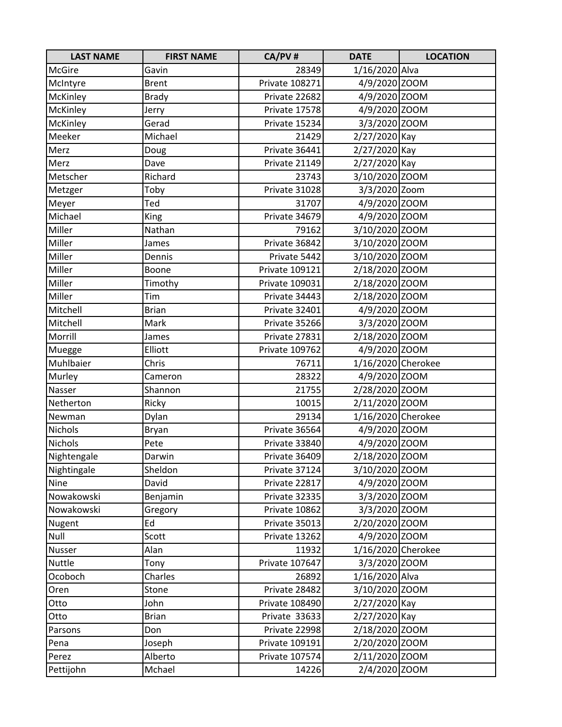| LAST NAME | FIRST NAME | CA/PV # | DATE | LOCATION |
|---|---|---|---|---|
| McGire | Gavin | 28349 | 1/16/2020 | Alva |
| McIntyre | Brent | Private 108271 | 4/9/2020 | ZOOM |
| McKinley | Brady | Private 22682 | 4/9/2020 | ZOOM |
| McKinley | Jerry | Private 17578 | 4/9/2020 | ZOOM |
| McKinley | Gerad | Private 15234 | 3/3/2020 | ZOOM |
| Meeker | Michael | 21429 | 2/27/2020 | Kay |
| Merz | Doug | Private 36441 | 2/27/2020 | Kay |
| Merz | Dave | Private 21149 | 2/27/2020 | Kay |
| Metscher | Richard | 23743 | 3/10/2020 | ZOOM |
| Metzger | Toby | Private 31028 | 3/3/2020 | Zoom |
| Meyer | Ted | 31707 | 4/9/2020 | ZOOM |
| Michael | King | Private 34679 | 4/9/2020 | ZOOM |
| Miller | Nathan | 79162 | 3/10/2020 | ZOOM |
| Miller | James | Private 36842 | 3/10/2020 | ZOOM |
| Miller | Dennis | Private 5442 | 3/10/2020 | ZOOM |
| Miller | Boone | Private 109121 | 2/18/2020 | ZOOM |
| Miller | Timothy | Private 109031 | 2/18/2020 | ZOOM |
| Miller | Tim | Private 34443 | 2/18/2020 | ZOOM |
| Mitchell | Brian | Private 32401 | 4/9/2020 | ZOOM |
| Mitchell | Mark | Private 35266 | 3/3/2020 | ZOOM |
| Morrill | James | Private 27831 | 2/18/2020 | ZOOM |
| Muegge | Elliott | Private 109762 | 4/9/2020 | ZOOM |
| Muhlbaier | Chris | 76711 | 1/16/2020 | Cherokee |
| Murley | Cameron | 28322 | 4/9/2020 | ZOOM |
| Nasser | Shannon | 21755 | 2/28/2020 | ZOOM |
| Netherton | Ricky | 10015 | 2/11/2020 | ZOOM |
| Newman | Dylan | 29134 | 1/16/2020 | Cherokee |
| Nichols | Bryan | Private 36564 | 4/9/2020 | ZOOM |
| Nichols | Pete | Private 33840 | 4/9/2020 | ZOOM |
| Nightengale | Darwin | Private 36409 | 2/18/2020 | ZOOM |
| Nightingale | Sheldon | Private 37124 | 3/10/2020 | ZOOM |
| Nine | David | Private 22817 | 4/9/2020 | ZOOM |
| Nowakowski | Benjamin | Private 32335 | 3/3/2020 | ZOOM |
| Nowakowski | Gregory | Private 10862 | 3/3/2020 | ZOOM |
| Nugent | Ed | Private 35013 | 2/20/2020 | ZOOM |
| Null | Scott | Private 13262 | 4/9/2020 | ZOOM |
| Nusser | Alan | 11932 | 1/16/2020 | Cherokee |
| Nuttle | Tony | Private 107647 | 3/3/2020 | ZOOM |
| Ocoboch | Charles | 26892 | 1/16/2020 | Alva |
| Oren | Stone | Private 28482 | 3/10/2020 | ZOOM |
| Otto | John | Private 108490 | 2/27/2020 | Kay |
| Otto | Brian | Private 33633 | 2/27/2020 | Kay |
| Parsons | Don | Private 22998 | 2/18/2020 | ZOOM |
| Pena | Joseph | Private 109191 | 2/20/2020 | ZOOM |
| Perez | Alberto | Private 107574 | 2/11/2020 | ZOOM |
| Pettijohn | Mchael | 14226 | 2/4/2020 | ZOOM |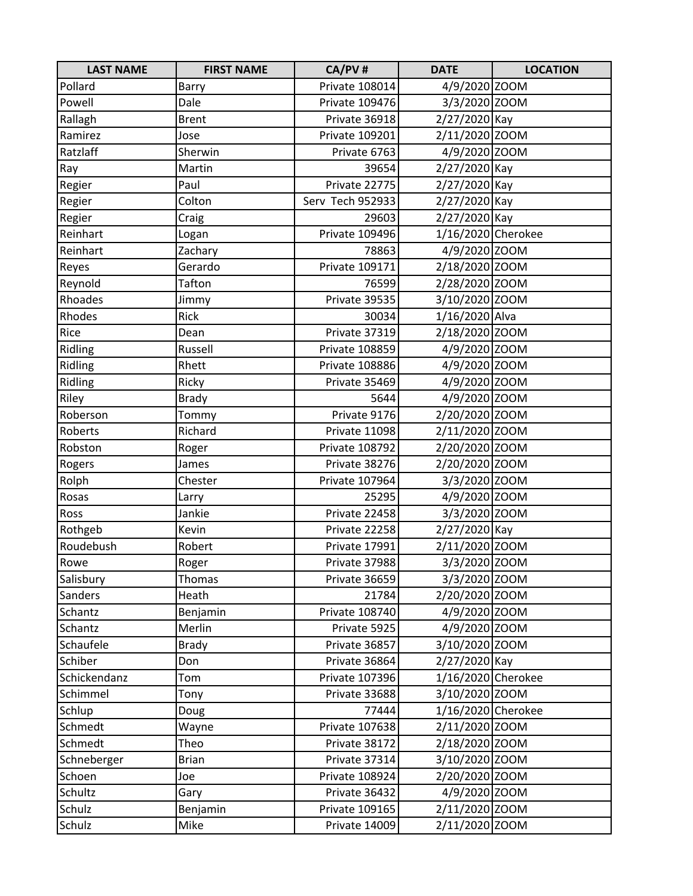| LAST NAME | FIRST NAME | CA/PV # | DATE | LOCATION |
|---|---|---|---|---|
| Pollard | Barry | Private 108014 | 4/9/2020 | ZOOM |
| Powell | Dale | Private 109476 | 3/3/2020 | ZOOM |
| Rallagh | Brent | Private 36918 | 2/27/2020 | Kay |
| Ramirez | Jose | Private 109201 | 2/11/2020 | ZOOM |
| Ratzlaff | Sherwin | Private 6763 | 4/9/2020 | ZOOM |
| Ray | Martin | 39654 | 2/27/2020 | Kay |
| Regier | Paul | Private 22775 | 2/27/2020 | Kay |
| Regier | Colton | Serv Tech 952933 | 2/27/2020 | Kay |
| Regier | Craig | 29603 | 2/27/2020 | Kay |
| Reinhart | Logan | Private 109496 | 1/16/2020 | Cherokee |
| Reinhart | Zachary | 78863 | 4/9/2020 | ZOOM |
| Reyes | Gerardo | Private 109171 | 2/18/2020 | ZOOM |
| Reynold | Tafton | 76599 | 2/28/2020 | ZOOM |
| Rhoades | Jimmy | Private 39535 | 3/10/2020 | ZOOM |
| Rhodes | Rick | 30034 | 1/16/2020 | Alva |
| Rice | Dean | Private 37319 | 2/18/2020 | ZOOM |
| Ridling | Russell | Private 108859 | 4/9/2020 | ZOOM |
| Ridling | Rhett | Private 108886 | 4/9/2020 | ZOOM |
| Ridling | Ricky | Private 35469 | 4/9/2020 | ZOOM |
| Riley | Brady | 5644 | 4/9/2020 | ZOOM |
| Roberson | Tommy | Private 9176 | 2/20/2020 | ZOOM |
| Roberts | Richard | Private 11098 | 2/11/2020 | ZOOM |
| Robston | Roger | Private 108792 | 2/20/2020 | ZOOM |
| Rogers | James | Private 38276 | 2/20/2020 | ZOOM |
| Rolph | Chester | Private 107964 | 3/3/2020 | ZOOM |
| Rosas | Larry | 25295 | 4/9/2020 | ZOOM |
| Ross | Jankie | Private 22458 | 3/3/2020 | ZOOM |
| Rothgeb | Kevin | Private 22258 | 2/27/2020 | Kay |
| Roudebush | Robert | Private 17991 | 2/11/2020 | ZOOM |
| Rowe | Roger | Private 37988 | 3/3/2020 | ZOOM |
| Salisbury | Thomas | Private 36659 | 3/3/2020 | ZOOM |
| Sanders | Heath | 21784 | 2/20/2020 | ZOOM |
| Schantz | Benjamin | Private 108740 | 4/9/2020 | ZOOM |
| Schantz | Merlin | Private 5925 | 4/9/2020 | ZOOM |
| Schaufele | Brady | Private 36857 | 3/10/2020 | ZOOM |
| Schiber | Don | Private 36864 | 2/27/2020 | Kay |
| Schickendanz | Tom | Private 107396 | 1/16/2020 | Cherokee |
| Schimmel | Tony | Private 33688 | 3/10/2020 | ZOOM |
| Schlup | Doug | 77444 | 1/16/2020 | Cherokee |
| Schmedt | Wayne | Private 107638 | 2/11/2020 | ZOOM |
| Schmedt | Theo | Private 38172 | 2/18/2020 | ZOOM |
| Schneberger | Brian | Private 37314 | 3/10/2020 | ZOOM |
| Schoen | Joe | Private 108924 | 2/20/2020 | ZOOM |
| Schultz | Gary | Private 36432 | 4/9/2020 | ZOOM |
| Schulz | Benjamin | Private 109165 | 2/11/2020 | ZOOM |
| Schulz | Mike | Private 14009 | 2/11/2020 | ZOOM |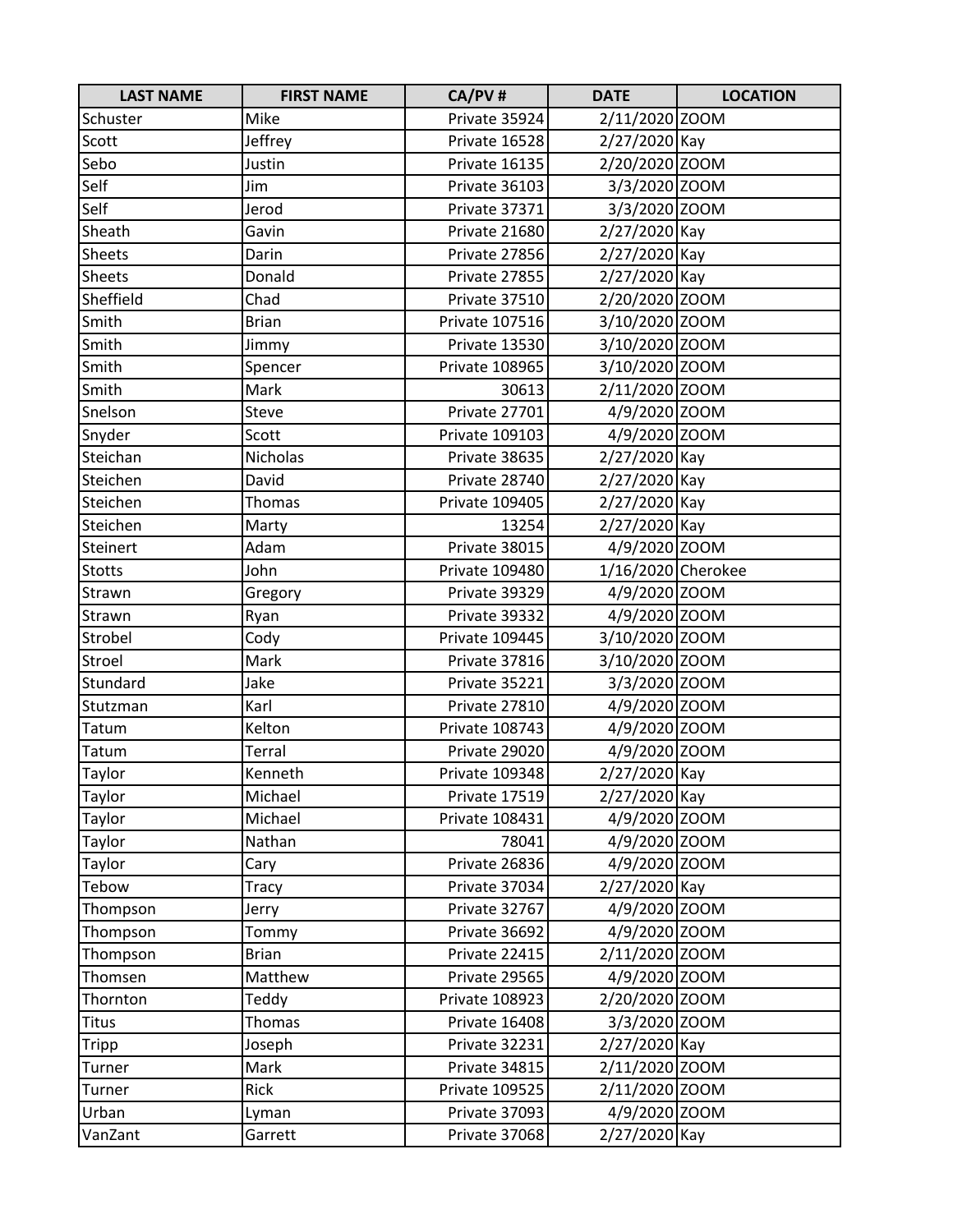| LAST NAME | FIRST NAME | CA/PV # | DATE | LOCATION |
|---|---|---|---|---|
| Schuster | Mike | Private 35924 | 2/11/2020 | ZOOM |
| Scott | Jeffrey | Private 16528 | 2/27/2020 | Kay |
| Sebo | Justin | Private 16135 | 2/20/2020 | ZOOM |
| Self | Jim | Private 36103 | 3/3/2020 | ZOOM |
| Self | Jerod | Private 37371 | 3/3/2020 | ZOOM |
| Sheath | Gavin | Private 21680 | 2/27/2020 | Kay |
| Sheets | Darin | Private 27856 | 2/27/2020 | Kay |
| Sheets | Donald | Private 27855 | 2/27/2020 | Kay |
| Sheffield | Chad | Private 37510 | 2/20/2020 | ZOOM |
| Smith | Brian | Private 107516 | 3/10/2020 | ZOOM |
| Smith | Jimmy | Private 13530 | 3/10/2020 | ZOOM |
| Smith | Spencer | Private 108965 | 3/10/2020 | ZOOM |
| Smith | Mark | 30613 | 2/11/2020 | ZOOM |
| Snelson | Steve | Private 27701 | 4/9/2020 | ZOOM |
| Snyder | Scott | Private 109103 | 4/9/2020 | ZOOM |
| Steichan | Nicholas | Private 38635 | 2/27/2020 | Kay |
| Steichen | David | Private 28740 | 2/27/2020 | Kay |
| Steichen | Thomas | Private 109405 | 2/27/2020 | Kay |
| Steichen | Marty | 13254 | 2/27/2020 | Kay |
| Steinert | Adam | Private 38015 | 4/9/2020 | ZOOM |
| Stotts | John | Private 109480 | 1/16/2020 | Cherokee |
| Strawn | Gregory | Private 39329 | 4/9/2020 | ZOOM |
| Strawn | Ryan | Private 39332 | 4/9/2020 | ZOOM |
| Strobel | Cody | Private 109445 | 3/10/2020 | ZOOM |
| Stroel | Mark | Private 37816 | 3/10/2020 | ZOOM |
| Stundard | Jake | Private 35221 | 3/3/2020 | ZOOM |
| Stutzman | Karl | Private 27810 | 4/9/2020 | ZOOM |
| Tatum | Kelton | Private 108743 | 4/9/2020 | ZOOM |
| Tatum | Terral | Private 29020 | 4/9/2020 | ZOOM |
| Taylor | Kenneth | Private 109348 | 2/27/2020 | Kay |
| Taylor | Michael | Private 17519 | 2/27/2020 | Kay |
| Taylor | Michael | Private 108431 | 4/9/2020 | ZOOM |
| Taylor | Nathan | 78041 | 4/9/2020 | ZOOM |
| Taylor | Cary | Private 26836 | 4/9/2020 | ZOOM |
| Tebow | Tracy | Private 37034 | 2/27/2020 | Kay |
| Thompson | Jerry | Private 32767 | 4/9/2020 | ZOOM |
| Thompson | Tommy | Private 36692 | 4/9/2020 | ZOOM |
| Thompson | Brian | Private 22415 | 2/11/2020 | ZOOM |
| Thomsen | Matthew | Private 29565 | 4/9/2020 | ZOOM |
| Thornton | Teddy | Private 108923 | 2/20/2020 | ZOOM |
| Titus | Thomas | Private 16408 | 3/3/2020 | ZOOM |
| Tripp | Joseph | Private 32231 | 2/27/2020 | Kay |
| Turner | Mark | Private 34815 | 2/11/2020 | ZOOM |
| Turner | Rick | Private 109525 | 2/11/2020 | ZOOM |
| Urban | Lyman | Private 37093 | 4/9/2020 | ZOOM |
| VanZant | Garrett | Private 37068 | 2/27/2020 | Kay |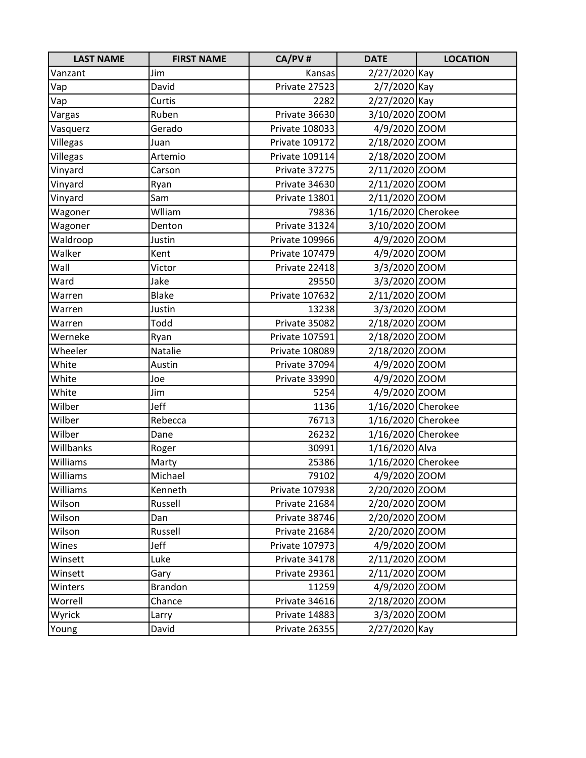| LAST NAME | FIRST NAME | CA/PV # | DATE | LOCATION |
|---|---|---|---|---|
| Vanzant | Jim | Kansas | 2/27/2020 | Kay |
| Vap | David | Private 27523 | 2/7/2020 | Kay |
| Vap | Curtis | 2282 | 2/27/2020 | Kay |
| Vargas | Ruben | Private 36630 | 3/10/2020 | ZOOM |
| Vasquerz | Gerado | Private 108033 | 4/9/2020 | ZOOM |
| Villegas | Juan | Private 109172 | 2/18/2020 | ZOOM |
| Villegas | Artemio | Private 109114 | 2/18/2020 | ZOOM |
| Vinyard | Carson | Private 37275 | 2/11/2020 | ZOOM |
| Vinyard | Ryan | Private 34630 | 2/11/2020 | ZOOM |
| Vinyard | Sam | Private 13801 | 2/11/2020 | ZOOM |
| Wagoner | Wlliam | 79836 | 1/16/2020 | Cherokee |
| Wagoner | Denton | Private 31324 | 3/10/2020 | ZOOM |
| Waldroop | Justin | Private 109966 | 4/9/2020 | ZOOM |
| Walker | Kent | Private 107479 | 4/9/2020 | ZOOM |
| Wall | Victor | Private 22418 | 3/3/2020 | ZOOM |
| Ward | Jake | 29550 | 3/3/2020 | ZOOM |
| Warren | Blake | Private 107632 | 2/11/2020 | ZOOM |
| Warren | Justin | 13238 | 3/3/2020 | ZOOM |
| Warren | Todd | Private 35082 | 2/18/2020 | ZOOM |
| Werneke | Ryan | Private 107591 | 2/18/2020 | ZOOM |
| Wheeler | Natalie | Private 108089 | 2/18/2020 | ZOOM |
| White | Austin | Private 37094 | 4/9/2020 | ZOOM |
| White | Joe | Private 33990 | 4/9/2020 | ZOOM |
| White | Jim | 5254 | 4/9/2020 | ZOOM |
| Wilber | Jeff | 1136 | 1/16/2020 | Cherokee |
| Wilber | Rebecca | 76713 | 1/16/2020 | Cherokee |
| Wilber | Dane | 26232 | 1/16/2020 | Cherokee |
| Willbanks | Roger | 30991 | 1/16/2020 | Alva |
| Williams | Marty | 25386 | 1/16/2020 | Cherokee |
| Williams | Michael | 79102 | 4/9/2020 | ZOOM |
| Williams | Kenneth | Private 107938 | 2/20/2020 | ZOOM |
| Wilson | Russell | Private 21684 | 2/20/2020 | ZOOM |
| Wilson | Dan | Private 38746 | 2/20/2020 | ZOOM |
| Wilson | Russell | Private 21684 | 2/20/2020 | ZOOM |
| Wines | Jeff | Private 107973 | 4/9/2020 | ZOOM |
| Winsett | Luke | Private 34178 | 2/11/2020 | ZOOM |
| Winsett | Gary | Private 29361 | 2/11/2020 | ZOOM |
| Winters | Brandon | 11259 | 4/9/2020 | ZOOM |
| Worrell | Chance | Private 34616 | 2/18/2020 | ZOOM |
| Wyrick | Larry | Private 14883 | 3/3/2020 | ZOOM |
| Young | David | Private 26355 | 2/27/2020 | Kay |